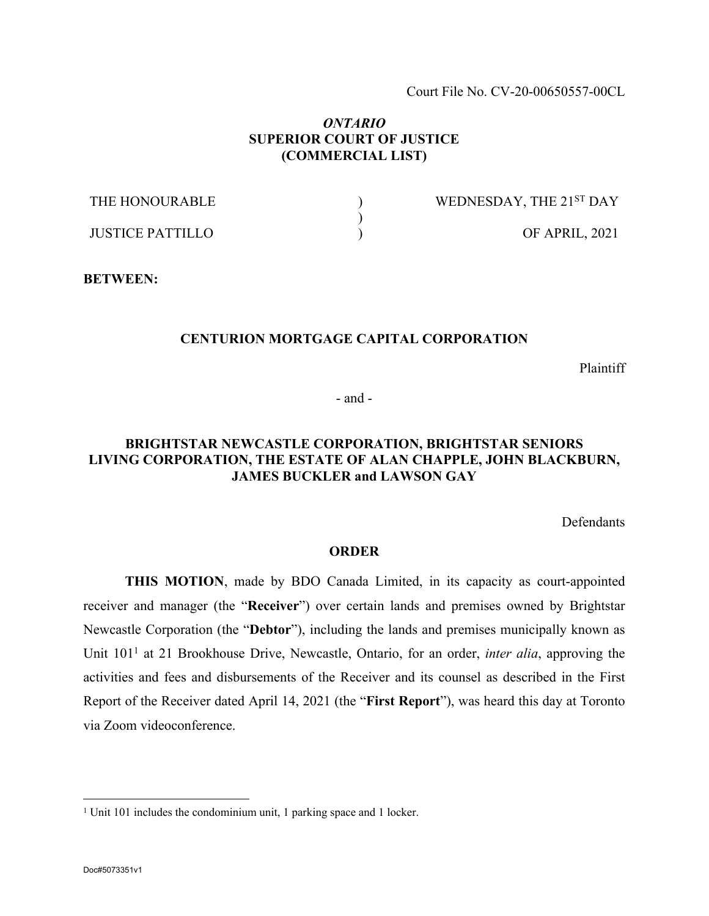Court File No. CV-20-00650557-00CL

***ONTARIO***
**SUPERIOR COURT OF JUSTICE**
**(COMMERCIAL LIST)**

| | | |
|---|---|---|
| THE HONOURABLE | ) | WEDNESDAY, THE 21ST DAY |
| | ) | |
| JUSTICE PATTILLO | ) | OF APRIL, 2021 |

**BETWEEN:**

**CENTURION MORTGAGE CAPITAL CORPORATION**

Plaintiff

\- and -

**BRIGHTSTAR NEWCASTLE CORPORATION, BRIGHTSTAR SENIORS LIVING CORPORATION, THE ESTATE OF ALAN CHAPPLE, JOHN BLACKBURN, JAMES BUCKLER and LAWSON GAY**

Defendants

**ORDER**

**THIS MOTION**, made by BDO Canada Limited, in its capacity as court-appointed receiver and manager (the "**Receiver**") over certain lands and premises owned by Brightstar Newcastle Corporation (the "**Debtor**"), including the lands and premises municipally known as Unit 101[1] at 21 Brookhouse Drive, Newcastle, Ontario, for an order, *inter alia*, approving the activities and fees and disbursements of the Receiver and its counsel as described in the First Report of the Receiver dated April 14, 2021 (the "**First Report**"), was heard this day at Toronto via Zoom videoconference.

[1] Unit 101 includes the condominium unit, 1 parking space and 1 locker.

Doc#5073351v1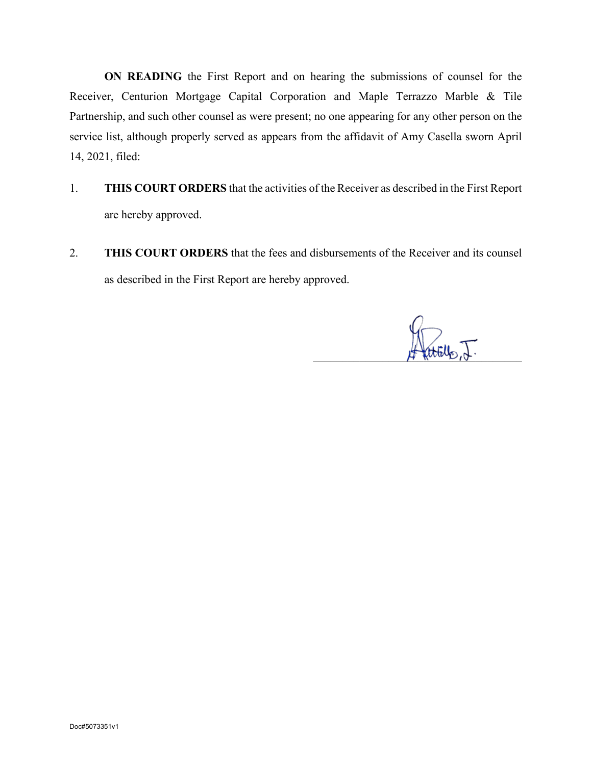**ON READING** the First Report and on hearing the submissions of counsel for the Receiver, Centurion Mortgage Capital Corporation and Maple Terrazzo Marble & Tile Partnership, and such other counsel as were present; no one appearing for any other person on the service list, although properly served as appears from the affidavit of Amy Casella sworn April 14, 2021, filed:

1. **THIS COURT ORDERS** that the activities of the Receiver as described in the First Report are hereby approved.

2. **THIS COURT ORDERS** that the fees and disbursements of the Receiver and its counsel as described in the First Report are hereby approved.

Doc#5073351v1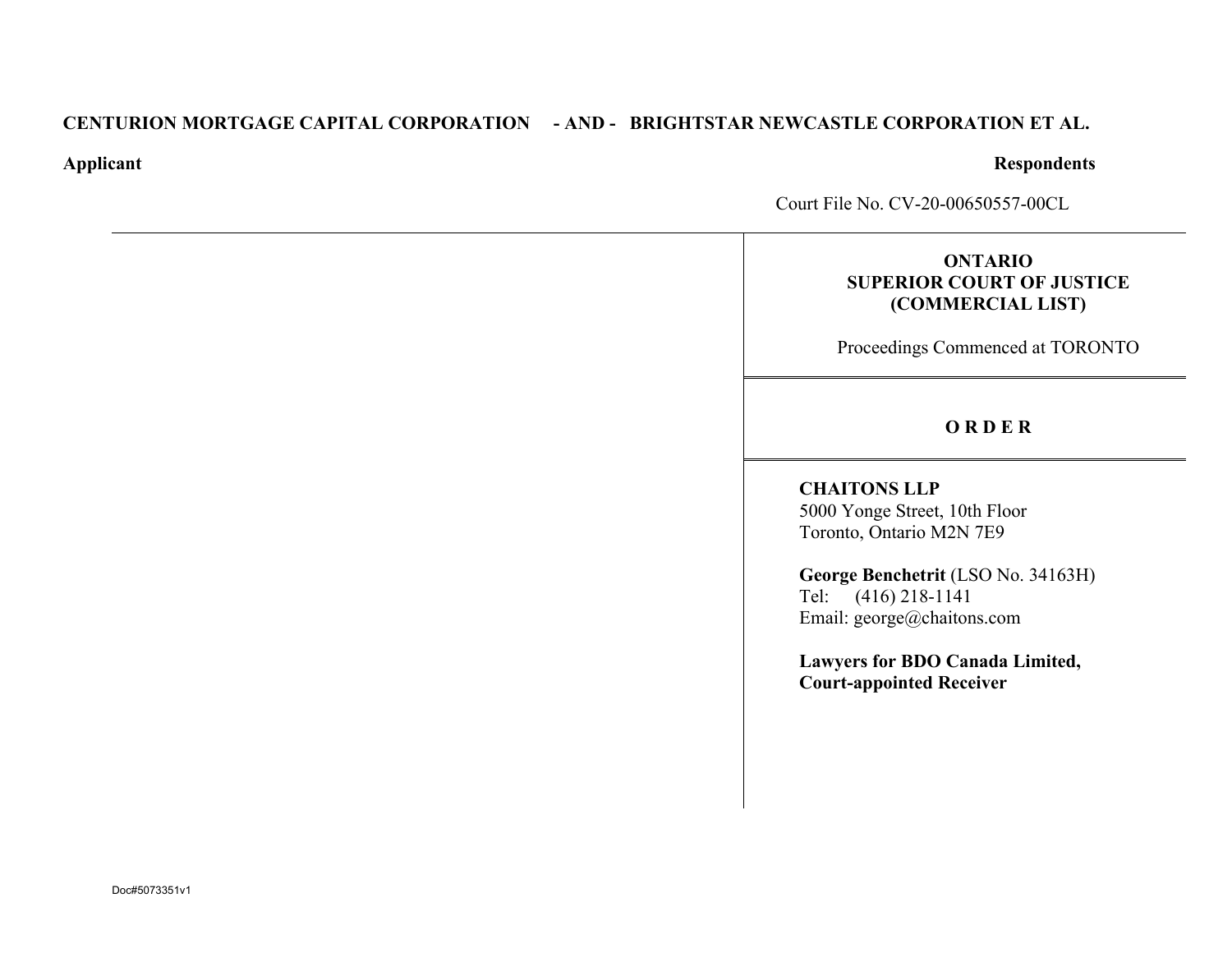**CENTURION MORTGAGE CAPITAL CORPORATION - AND - BRIGHTSTAR NEWCASTLE CORPORATION ET AL.**

**Applicant** **Respondents**

Court File No. CV-20-00650557-00CL

**ONTARIO**
**SUPERIOR COURT OF JUSTICE**
**(COMMERCIAL LIST)**

Proceedings Commenced at TORONTO

**O R D E R**

**CHAITONS LLP**
5000 Yonge Street, 10th Floor
Toronto, Ontario M2N 7E9

**George Benchetrit** (LSO No. 34163H)
Tel: (416) 218-1141
Email: george@chaitons.com

**Lawyers for BDO Canada Limited, Court-appointed Receiver**

Doc#5073351v1